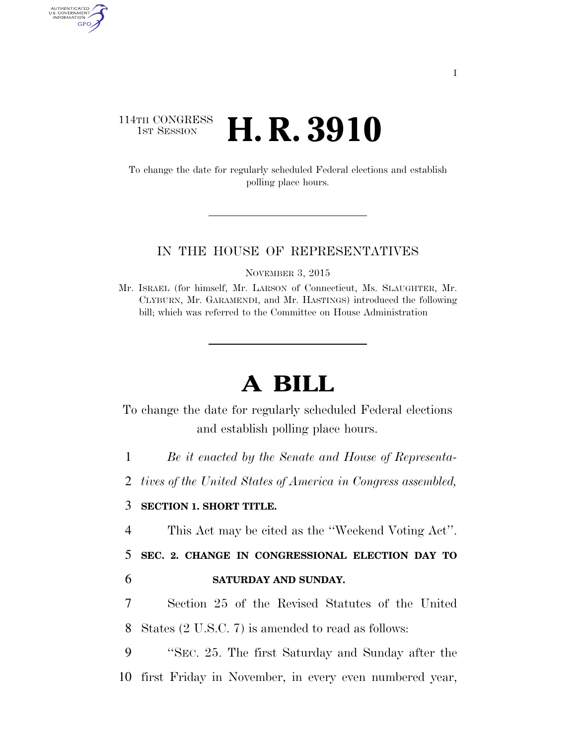114TH CONGRESS
1ST SESSION

# H. R. 3910

To change the date for regularly scheduled Federal elections and establish polling place hours.

IN THE HOUSE OF REPRESENTATIVES

NOVEMBER 3, 2015

Mr. ISRAEL (for himself, Mr. LARSON of Connecticut, Ms. SLAUGHTER, Mr. CLYBURN, Mr. GARAMENDI, and Mr. HASTINGS) introduced the following bill; which was referred to the Committee on House Administration

# A BILL

To change the date for regularly scheduled Federal elections and establish polling place hours.

1 *Be it enacted by the Senate and House of Representa-*
2 *tives of the United States of America in Congress assembled,*

3 **SECTION 1. SHORT TITLE.**

4 This Act may be cited as the ''Weekend Voting Act''.

5 **SEC. 2. CHANGE IN CONGRESSIONAL ELECTION DAY TO**
6 **SATURDAY AND SUNDAY.**

7 Section 25 of the Revised Statutes of the United
8 States (2 U.S.C. 7) is amended to read as follows:

9 ''SEC. 25. The first Saturday and Sunday after the
10 first Friday in November, in every even numbered year,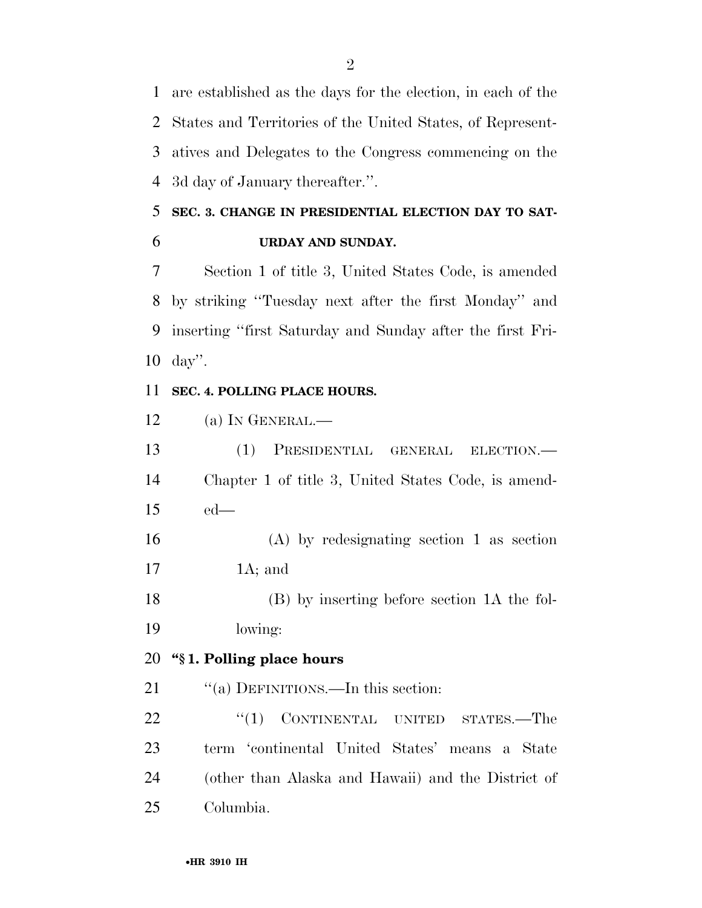are established as the days for the election, in each of the States and Territories of the United States, of Representatives and Delegates to the Congress commencing on the 3d day of January thereafter.''.

**SEC. 3. CHANGE IN PRESIDENTIAL ELECTION DAY TO SATURDAY AND SUNDAY.**

Section 1 of title 3, United States Code, is amended by striking ''Tuesday next after the first Monday'' and inserting ''first Saturday and Sunday after the first Friday''.

**SEC. 4. POLLING PLACE HOURS.**

(a) IN GENERAL.—

(1) PRESIDENTIAL GENERAL ELECTION.— Chapter 1 of title 3, United States Code, is amended—

(A) by redesignating section 1 as section 1A; and

(B) by inserting before section 1A the following:

**''§ 1. Polling place hours**

''(a) DEFINITIONS.—In this section:

''(1) CONTINENTAL UNITED STATES.—The term 'continental United States' means a State (other than Alaska and Hawaii) and the District of Columbia.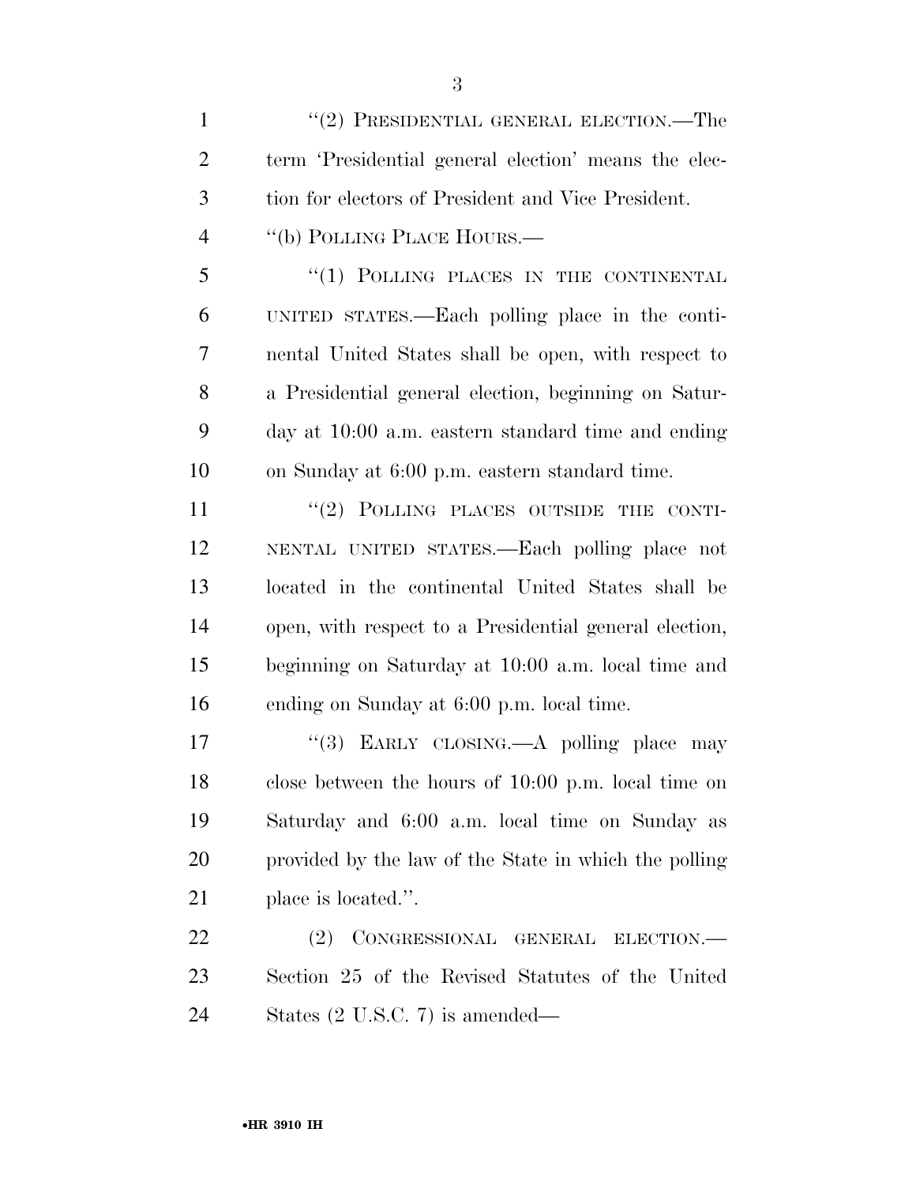"(2) PRESIDENTIAL GENERAL ELECTION.—The term 'Presidential general election' means the election for electors of President and Vice President.

"(b) POLLING PLACE HOURS.—

"(1) POLLING PLACES IN THE CONTINENTAL UNITED STATES.—Each polling place in the continental United States shall be open, with respect to a Presidential general election, beginning on Saturday at 10:00 a.m. eastern standard time and ending on Sunday at 6:00 p.m. eastern standard time.

"(2) POLLING PLACES OUTSIDE THE CONTINENTAL UNITED STATES.—Each polling place not located in the continental United States shall be open, with respect to a Presidential general election, beginning on Saturday at 10:00 a.m. local time and ending on Sunday at 6:00 p.m. local time.

"(3) EARLY CLOSING.—A polling place may close between the hours of 10:00 p.m. local time on Saturday and 6:00 a.m. local time on Sunday as provided by the law of the State in which the polling place is located.".

(2) CONGRESSIONAL GENERAL ELECTION.—Section 25 of the Revised Statutes of the United States (2 U.S.C. 7) is amended—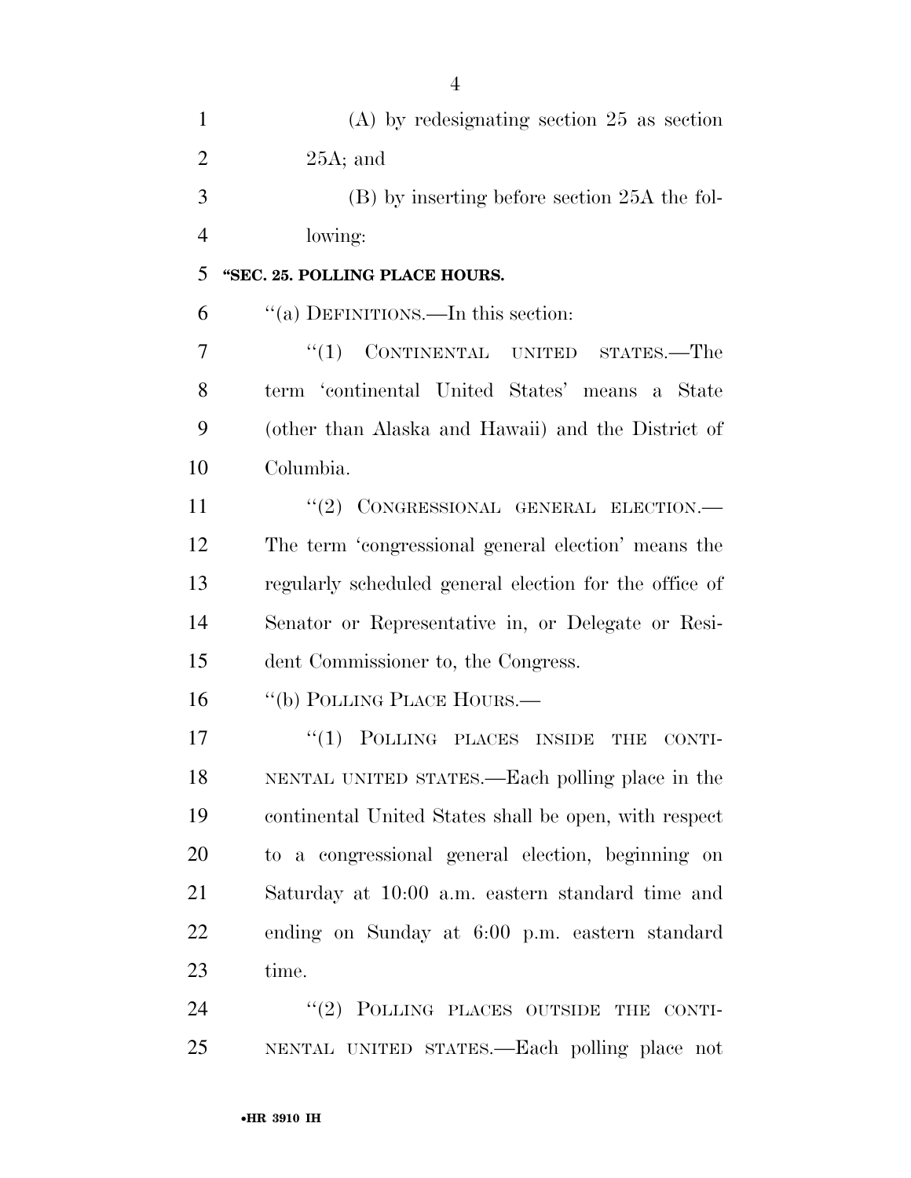(A) by redesignating section 25 as section 25A; and

(B) by inserting before section 25A the following:

**"SEC. 25. POLLING PLACE HOURS.**

"(a) DEFINITIONS.—In this section:

"(1) CONTINENTAL UNITED STATES.—The term 'continental United States' means a State (other than Alaska and Hawaii) and the District of Columbia.

"(2) CONGRESSIONAL GENERAL ELECTION.—The term 'congressional general election' means the regularly scheduled general election for the office of Senator or Representative in, or Delegate or Resident Commissioner to, the Congress.

"(b) POLLING PLACE HOURS.—

"(1) POLLING PLACES INSIDE THE CONTINENTAL UNITED STATES.—Each polling place in the continental United States shall be open, with respect to a congressional general election, beginning on Saturday at 10:00 a.m. eastern standard time and ending on Sunday at 6:00 p.m. eastern standard time.

"(2) POLLING PLACES OUTSIDE THE CONTINENTAL UNITED STATES.—Each polling place not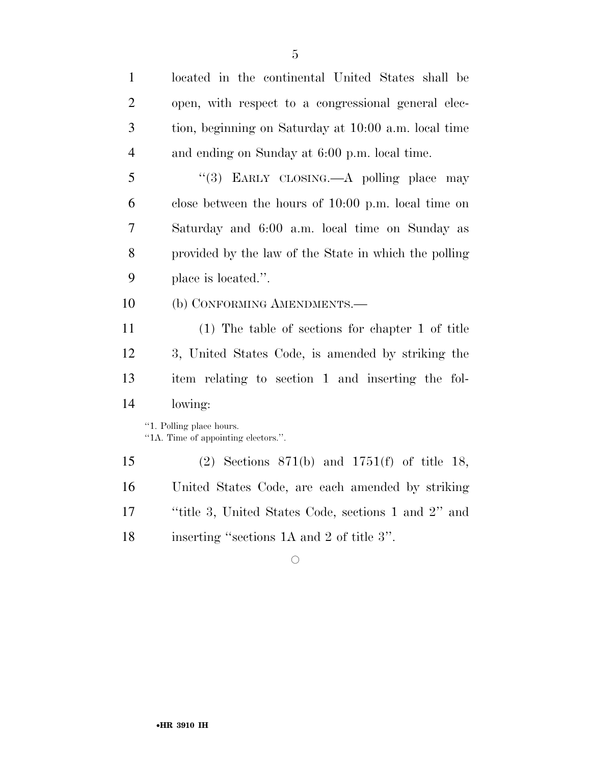located in the continental United States shall be open, with respect to a congressional general election, beginning on Saturday at 10:00 a.m. local time and ending on Sunday at 6:00 p.m. local time.

"(3) EARLY CLOSING.—A polling place may close between the hours of 10:00 p.m. local time on Saturday and 6:00 a.m. local time on Sunday as provided by the law of the State in which the polling place is located.".

(b) CONFORMING AMENDMENTS.—

(1) The table of sections for chapter 1 of title 3, United States Code, is amended by striking the item relating to section 1 and inserting the following:

"1. Polling place hours.
"1A. Time of appointing electors.".

(2) Sections 871(b) and 1751(f) of title 18, United States Code, are each amended by striking "title 3, United States Code, sections 1 and 2" and inserting "sections 1A and 2 of title 3".

○